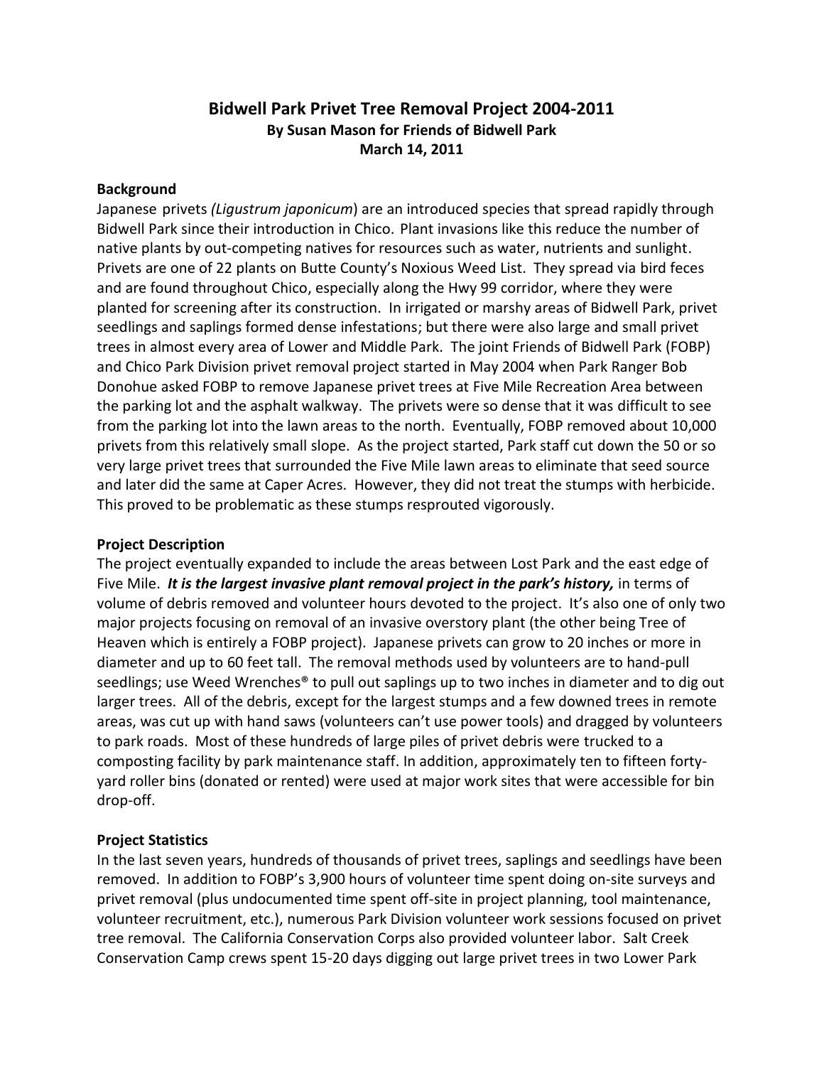# Bidwell Park Privet Tree Removal Project 2004-2011

**By Susan Mason for Friends of Bidwell Park**

**March 14, 2011**

## Background

Japanese privets *(Ligustrum japonicum*) are an introduced species that spread rapidly through Bidwell Park since their introduction in Chico. Plant invasions like this reduce the number of native plants by out-competing natives for resources such as water, nutrients and sunlight. Privets are one of 22 plants on Butte County's Noxious Weed List. They spread via bird feces and are found throughout Chico, especially along the Hwy 99 corridor, where they were planted for screening after its construction. In irrigated or marshy areas of Bidwell Park, privet seedlings and saplings formed dense infestations; but there were also large and small privet trees in almost every area of Lower and Middle Park. The joint Friends of Bidwell Park (FOBP) and Chico Park Division privet removal project started in May 2004 when Park Ranger Bob Donohue asked FOBP to remove Japanese privet trees at Five Mile Recreation Area between the parking lot and the asphalt walkway. The privets were so dense that it was difficult to see from the parking lot into the lawn areas to the north. Eventually, FOBP removed about 10,000 privets from this relatively small slope. As the project started, Park staff cut down the 50 or so very large privet trees that surrounded the Five Mile lawn areas to eliminate that seed source and later did the same at Caper Acres. However, they did not treat the stumps with herbicide. This proved to be problematic as these stumps resprouted vigorously.

## Project Description

The project eventually expanded to include the areas between Lost Park and the east edge of Five Mile. ***It is the largest invasive plant removal project in the park's history,*** in terms of volume of debris removed and volunteer hours devoted to the project. It's also one of only two major projects focusing on removal of an invasive overstory plant (the other being Tree of Heaven which is entirely a FOBP project). Japanese privets can grow to 20 inches or more in diameter and up to 60 feet tall. The removal methods used by volunteers are to hand-pull seedlings; use Weed Wrenches® to pull out saplings up to two inches in diameter and to dig out larger trees. All of the debris, except for the largest stumps and a few downed trees in remote areas, was cut up with hand saws (volunteers can't use power tools) and dragged by volunteers to park roads. Most of these hundreds of large piles of privet debris were trucked to a composting facility by park maintenance staff. In addition, approximately ten to fifteen forty-yard roller bins (donated or rented) were used at major work sites that were accessible for bin drop-off.

## Project Statistics

In the last seven years, hundreds of thousands of privet trees, saplings and seedlings have been removed. In addition to FOBP's 3,900 hours of volunteer time spent doing on-site surveys and privet removal (plus undocumented time spent off-site in project planning, tool maintenance, volunteer recruitment, etc.), numerous Park Division volunteer work sessions focused on privet tree removal. The California Conservation Corps also provided volunteer labor. Salt Creek Conservation Camp crews spent 15-20 days digging out large privet trees in two Lower Park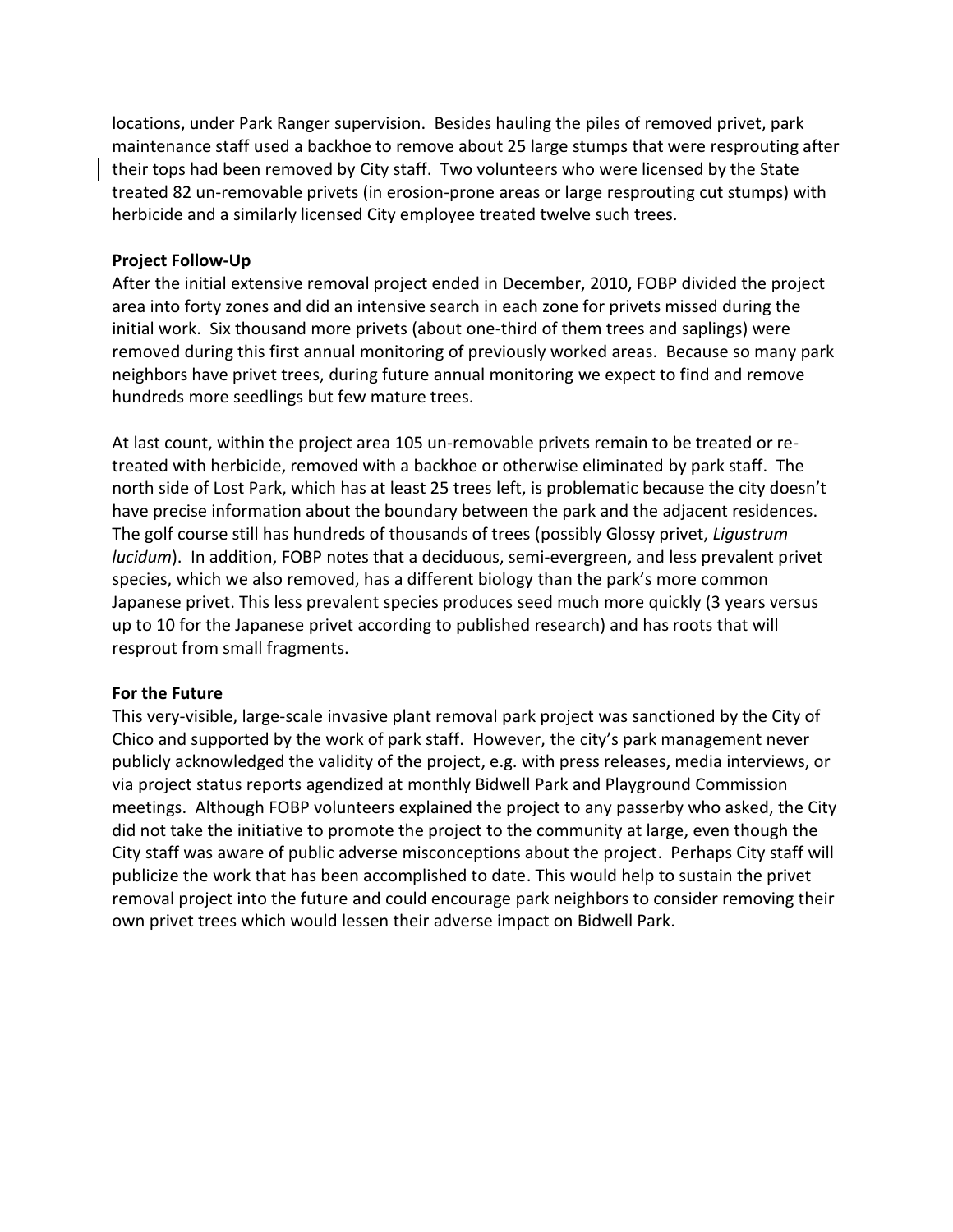locations, under Park Ranger supervision. Besides hauling the piles of removed privet, park maintenance staff used a backhoe to remove about 25 large stumps that were resprouting after their tops had been removed by City staff. Two volunteers who were licensed by the State treated 82 un-removable privets (in erosion-prone areas or large resprouting cut stumps) with herbicide and a similarly licensed City employee treated twelve such trees.

**Project Follow-Up**

After the initial extensive removal project ended in December, 2010, FOBP divided the project area into forty zones and did an intensive search in each zone for privets missed during the initial work. Six thousand more privets (about one-third of them trees and saplings) were removed during this first annual monitoring of previously worked areas. Because so many park neighbors have privet trees, during future annual monitoring we expect to find and remove hundreds more seedlings but few mature trees.

At last count, within the project area 105 un-removable privets remain to be treated or re-treated with herbicide, removed with a backhoe or otherwise eliminated by park staff. The north side of Lost Park, which has at least 25 trees left, is problematic because the city doesn't have precise information about the boundary between the park and the adjacent residences. The golf course still has hundreds of thousands of trees (possibly Glossy privet, *Ligustrum lucidum*). In addition, FOBP notes that a deciduous, semi-evergreen, and less prevalent privet species, which we also removed, has a different biology than the park's more common Japanese privet. This less prevalent species produces seed much more quickly (3 years versus up to 10 for the Japanese privet according to published research) and has roots that will resprout from small fragments.

**For the Future**

This very-visible, large-scale invasive plant removal park project was sanctioned by the City of Chico and supported by the work of park staff. However, the city's park management never publicly acknowledged the validity of the project, e.g. with press releases, media interviews, or via project status reports agendized at monthly Bidwell Park and Playground Commission meetings. Although FOBP volunteers explained the project to any passerby who asked, the City did not take the initiative to promote the project to the community at large, even though the City staff was aware of public adverse misconceptions about the project. Perhaps City staff will publicize the work that has been accomplished to date. This would help to sustain the privet removal project into the future and could encourage park neighbors to consider removing their own privet trees which would lessen their adverse impact on Bidwell Park.